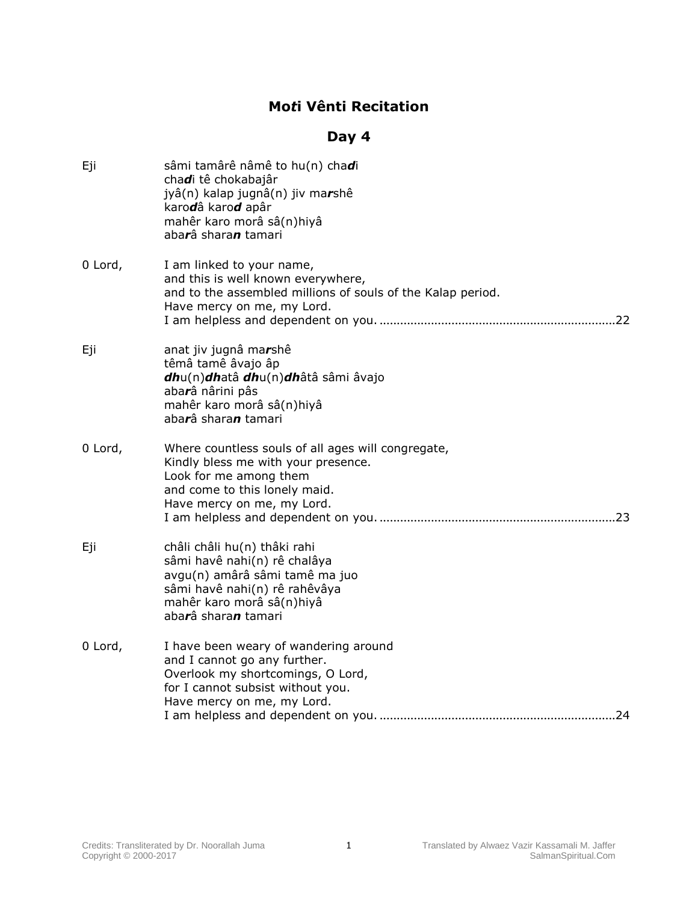# Mo*t*i Vênti Recitation

## Day 4

Eji

sâmi tamârê nâmê to hu(n) cha***d***i
cha***d***i tê chokabajâr
jyâ(n) kalap jugnâ(n) jiv ma***r***shê
karo***d***â karo***d*** apâr
mahêr karo morâ sâ(n)hiyâ
aba***r***â shara***n*** tamari

0 Lord,

I am linked to your name,
and this is well known everywhere,
and to the assembled millions of souls of the Kalap period.
Have mercy on me, my Lord.
I am helpless and dependent on you. ....................................................................22

Eji

anat jiv jugnâ ma***r***shê
têmâ tamê âvajo âp
***dh***u(n)***dh***atâ ***dh***u(n)***dh***âtâ sâmi âvajo
aba***r***â nârini pâs
mahêr karo morâ sâ(n)hiyâ
aba***r***â shara***n*** tamari

0 Lord,

Where countless souls of all ages will congregate,
Kindly bless me with your presence.
Look for me among them
and come to this lonely maid.
Have mercy on me, my Lord.
I am helpless and dependent on you. ....................................................................23

Eji

châli châli hu(n) thâki rahi
sâmi havê nahi(n) rê chalâya
avgu(n) amârâ sâmi tamê ma juo
sâmi havê nahi(n) rê rahêvâya
mahêr karo morâ sâ(n)hiyâ
aba***r***â shara***n*** tamari

0 Lord,

I have been weary of wandering around
and I cannot go any further.
Overlook my shortcomings, O Lord,
for I cannot subsist without you.
Have mercy on me, my Lord.
I am helpless and dependent on you. ....................................................................24

Credits: Transliterated by Dr. Noorallah Juma
Copyright © 2000-2017

Translated by Alwaez Vazir Kassamali M. Jaffer
SalmanSpiritual.Com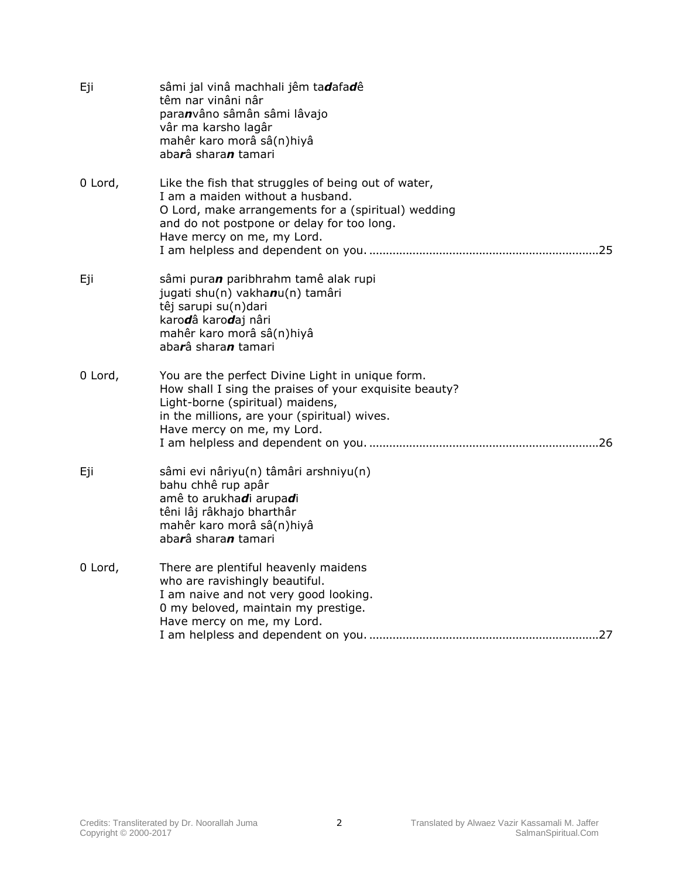Eji sâmi jal vinâ machhali jêm ta***d***afa***d***ê
têm nar vinâni nâr
para***n***vâno sâmân sâmi lâvajo
vâr ma karsho lagâr
mahêr karo morâ sâ(n)hiyâ
aba***r***â shara***n*** tamari

0 Lord, Like the fish that struggles of being out of water,
I am a maiden without a husband.
O Lord, make arrangements for a (spiritual) wedding
and do not postpone or delay for too long.
Have mercy on me, my Lord.
I am helpless and dependent on you. ....................................................................25

Eji sâmi pura***n*** paribhrahm tamê alak rupi
jugati shu(n) vakha***n***u(n) tamâri
têj sarupi su(n)dari
karo***d***â karo***d***aj nâri
mahêr karo morâ sâ(n)hiyâ
aba***r***â shara***n*** tamari

0 Lord, You are the perfect Divine Light in unique form.
How shall I sing the praises of your exquisite beauty?
Light-borne (spiritual) maidens,
in the millions, are your (spiritual) wives.
Have mercy on me, my Lord.
I am helpless and dependent on you. ....................................................................26

Eji sâmi evi nâriyu(n) tâmâri arshniyu(n)
bahu chhê rup apâr
amê to arukha***d***i arupa***d***i
têni lâj râkhajo bharthâr
mahêr karo morâ sâ(n)hiyâ
aba***r***â shara***n*** tamari

0 Lord, There are plentiful heavenly maidens
who are ravishingly beautiful.
I am naive and not very good looking.
0 my beloved, maintain my prestige.
Have mercy on me, my Lord.
I am helpless and dependent on you. ....................................................................27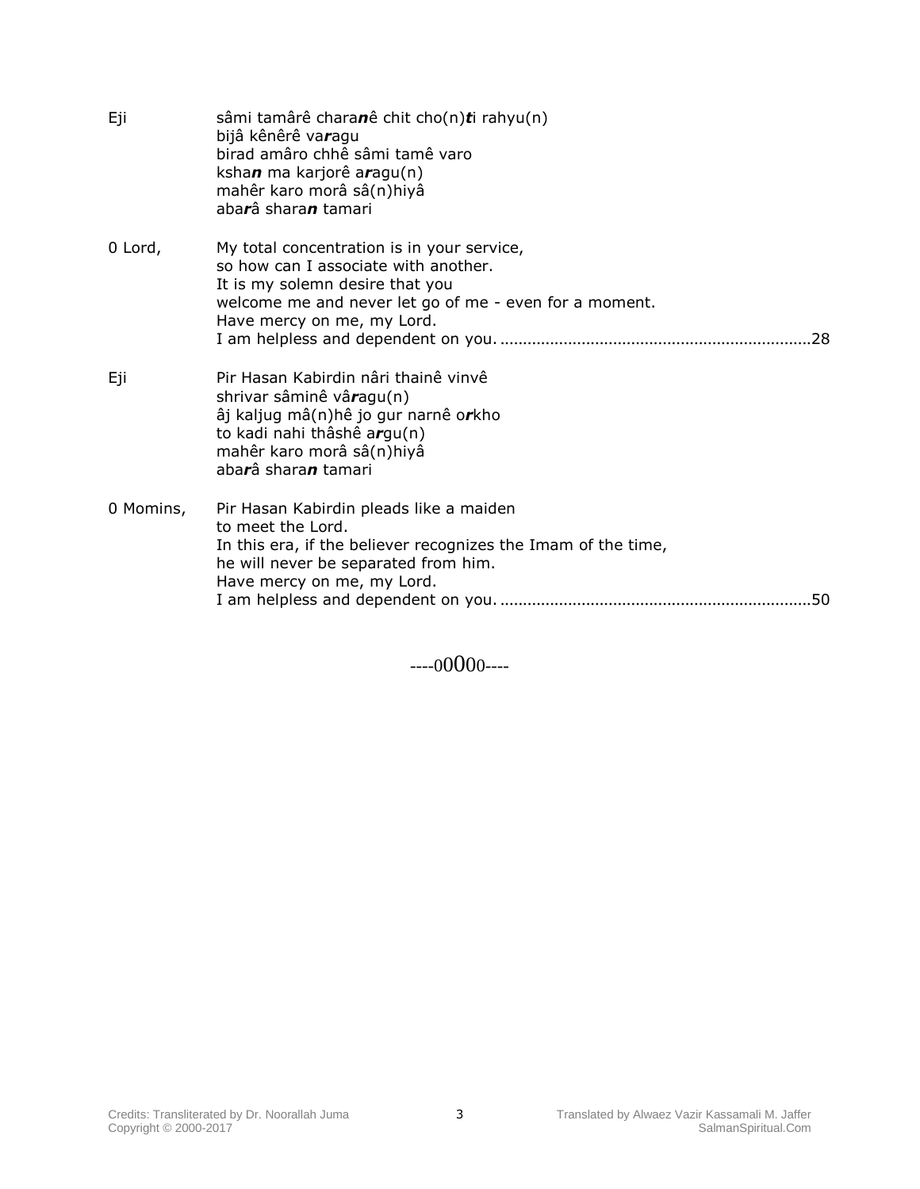Eji sâmi tamârê chara***n***ê chit cho(n)***t***i rahyu(n)
bijâ kênêrê va***r***agu
birad amâro chhê sâmi tamê varo
ksha***n*** ma karjorê a***r***agu(n)
mahêr karo morâ sâ(n)hiyâ
aba***r***â shara***n*** tamari

0 Lord, My total concentration is in your service,
so how can I associate with another.
It is my solemn desire that you
welcome me and never let go of me - even for a moment.
Have mercy on me, my Lord.
I am helpless and dependent on you. ....................................................................28

Eji Pir Hasan Kabirdin nâri thainê vinvê
shrivar sâminê vâ***r***agu(n)
âj kaljug mâ(n)hê jo gur narnê o***r***kho
to kadi nahi thâshê a***r***gu(n)
mahêr karo morâ sâ(n)hiyâ
aba***r***â shara***n*** tamari

0 Momins, Pir Hasan Kabirdin pleads like a maiden
to meet the Lord.
In this era, if the believer recognizes the Imam of the time,
he will never be separated from him.
Have mercy on me, my Lord.
I am helpless and dependent on you. ....................................................................50

----00000----

Credits: Transliterated by Dr. Noorallah Juma
Copyright © 2000-2017

Translated by Alwaez Vazir Kassamali M. Jaffer
SalmanSpiritual.Com